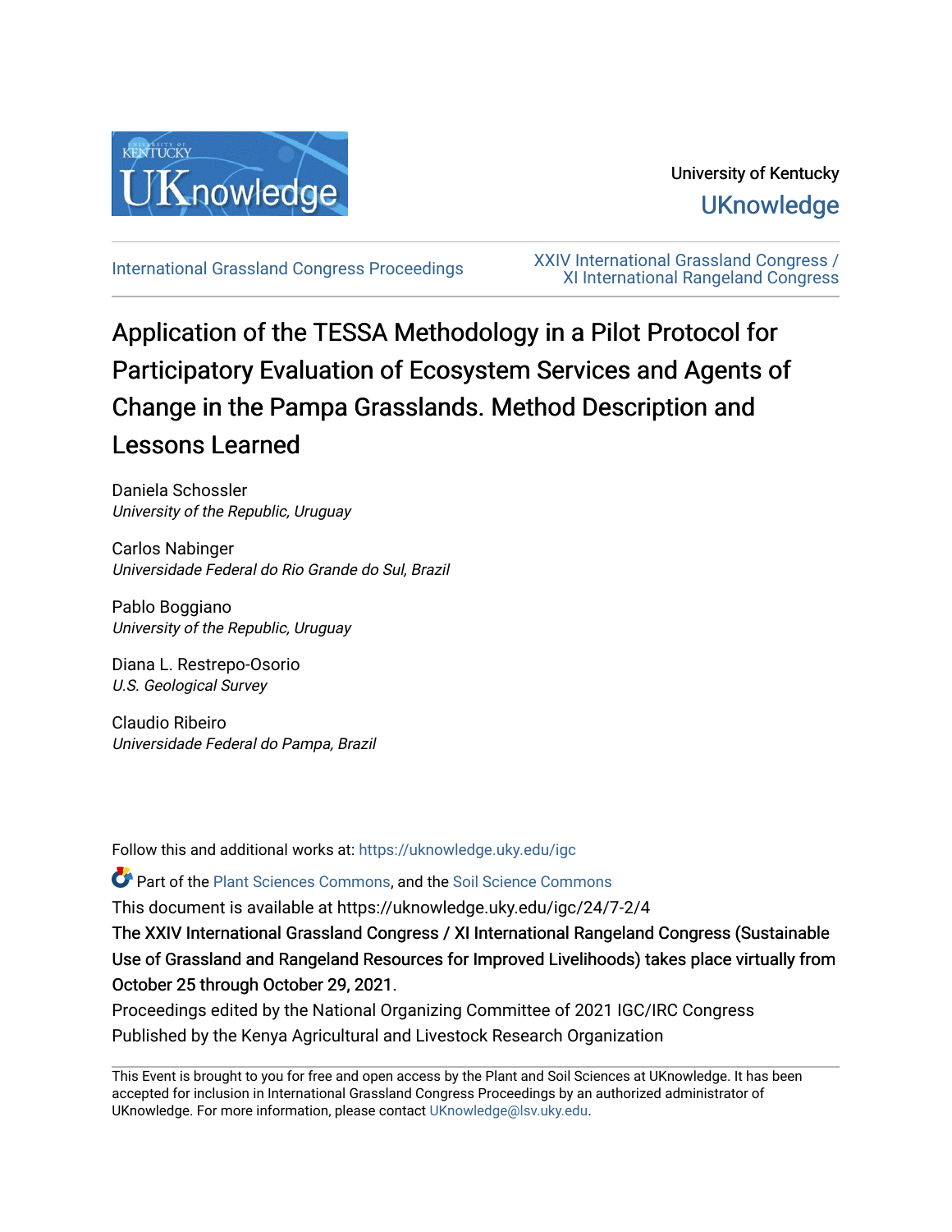University of Kentucky

UKnowledge

International Grassland Congress Proceedings

XXIV International Grassland Congress / XI International Rangeland Congress

# Application of the TESSA Methodology in a Pilot Protocol for Participatory Evaluation of Ecosystem Services and Agents of Change in the Pampa Grasslands. Method Description and Lessons Learned

Daniela Schossler
*University of the Republic, Uruguay*

Carlos Nabinger
*Universidade Federal do Rio Grande do Sul, Brazil*

Pablo Boggiano
*University of the Republic, Uruguay*

Diana L. Restrepo-Osorio
*U.S. Geological Survey*

Claudio Ribeiro
*Universidade Federal do Pampa, Brazil*

Follow this and additional works at: https://uknowledge.uky.edu/igc

Part of the Plant Sciences Commons, and the Soil Science Commons

This document is available at https://uknowledge.uky.edu/igc/24/7-2/4

The XXIV International Grassland Congress / XI International Rangeland Congress (Sustainable Use of Grassland and Rangeland Resources for Improved Livelihoods) takes place virtually from October 25 through October 29, 2021.

Proceedings edited by the National Organizing Committee of 2021 IGC/IRC Congress

Published by the Kenya Agricultural and Livestock Research Organization

This Event is brought to you for free and open access by the Plant and Soil Sciences at UKnowledge. It has been accepted for inclusion in International Grassland Congress Proceedings by an authorized administrator of UKnowledge. For more information, please contact UKnowledge@lsv.uky.edu.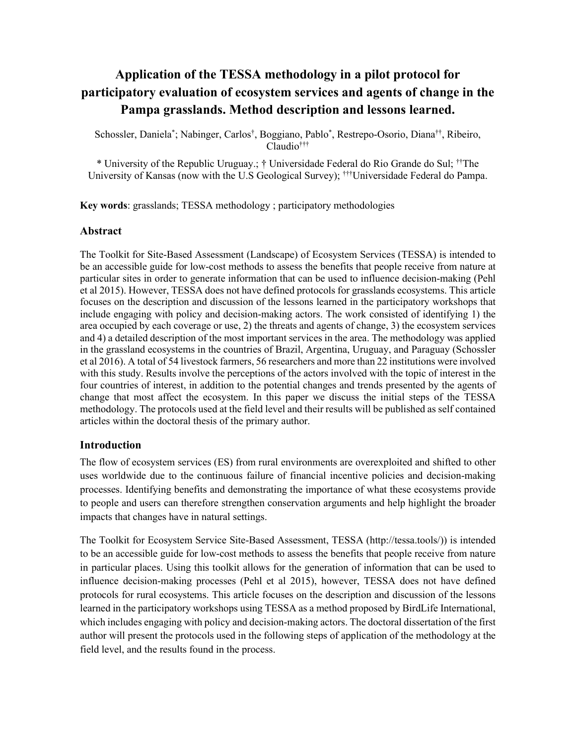# Application of the TESSA methodology in a pilot protocol for participatory evaluation of ecosystem services and agents of change in the Pampa grasslands. Method description and lessons learned.

Schossler, Daniela[*]; Nabinger, Carlos[†], Boggiano, Pablo[*], Restrepo-Osorio, Diana[††], Ribeiro, Claudio[†††]

[*] University of the Republic Uruguay.; [†] Universidade Federal do Rio Grande do Sul; [††]The University of Kansas (now with the U.S Geological Survey); [†††]Universidade Federal do Pampa.

**Key words**: grasslands; TESSA methodology ; participatory methodologies

## Abstract

The Toolkit for Site-Based Assessment (Landscape) of Ecosystem Services (TESSA) is intended to be an accessible guide for low-cost methods to assess the benefits that people receive from nature at particular sites in order to generate information that can be used to influence decision-making (Pehl et al 2015). However, TESSA does not have defined protocols for grasslands ecosystems. This article focuses on the description and discussion of the lessons learned in the participatory workshops that include engaging with policy and decision-making actors. The work consisted of identifying 1) the area occupied by each coverage or use, 2) the threats and agents of change, 3) the ecosystem services and 4) a detailed description of the most important services in the area. The methodology was applied in the grassland ecosystems in the countries of Brazil, Argentina, Uruguay, and Paraguay (Schossler et al 2016). A total of 54 livestock farmers, 56 researchers and more than 22 institutions were involved with this study. Results involve the perceptions of the actors involved with the topic of interest in the four countries of interest, in addition to the potential changes and trends presented by the agents of change that most affect the ecosystem. In this paper we discuss the initial steps of the TESSA methodology. The protocols used at the field level and their results will be published as self contained articles within the doctoral thesis of the primary author.

## Introduction

The flow of ecosystem services (ES) from rural environments are overexploited and shifted to other uses worldwide due to the continuous failure of financial incentive policies and decision-making processes. Identifying benefits and demonstrating the importance of what these ecosystems provide to people and users can therefore strengthen conservation arguments and help highlight the broader impacts that changes have in natural settings.

The Toolkit for Ecosystem Service Site-Based Assessment, TESSA (http://tessa.tools/)) is intended to be an accessible guide for low-cost methods to assess the benefits that people receive from nature in particular places. Using this toolkit allows for the generation of information that can be used to influence decision-making processes (Pehl et al 2015), however, TESSA does not have defined protocols for rural ecosystems. This article focuses on the description and discussion of the lessons learned in the participatory workshops using TESSA as a method proposed by BirdLife International, which includes engaging with policy and decision-making actors. The doctoral dissertation of the first author will present the protocols used in the following steps of application of the methodology at the field level, and the results found in the process.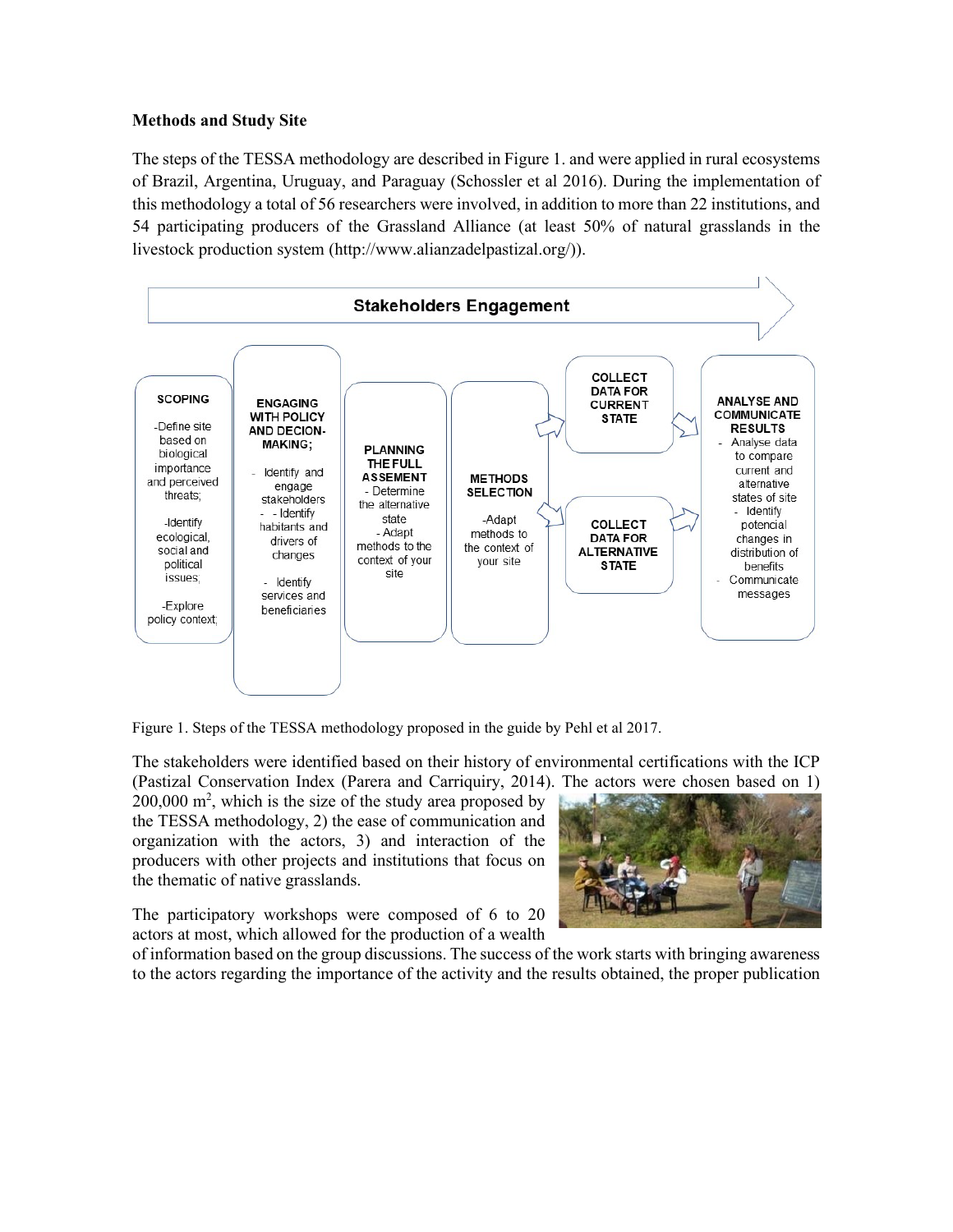**Methods and Study Site**

The steps of the TESSA methodology are described in Figure 1. and were applied in rural ecosystems of Brazil, Argentina, Uruguay, and Paraguay (Schossler et al 2016). During the implementation of this methodology a total of 56 researchers were involved, in addition to more than 22 institutions, and 54 participating producers of the Grassland Alliance (at least 50% of natural grasslands in the livestock production system (http://www.alianzadelpastizal.org/)).

Figure 1. Steps of the TESSA methodology proposed in the guide by Pehl et al 2017.

The stakeholders were identified based on their history of environmental certifications with the ICP (Pastizal Conservation Index (Parera and Carriquiry, 2014). The actors were chosen based on 1) 200,000 m$^2$, which is the size of the study area proposed by the TESSA methodology, 2) the ease of communication and organization with the actors, 3) and interaction of the producers with other projects and institutions that focus on the thematic of native grasslands.

The participatory workshops were composed of 6 to 20 actors at most, which allowed for the production of a wealth of information based on the group discussions. The success of the work starts with bringing awareness to the actors regarding the importance of the activity and the results obtained, the proper publication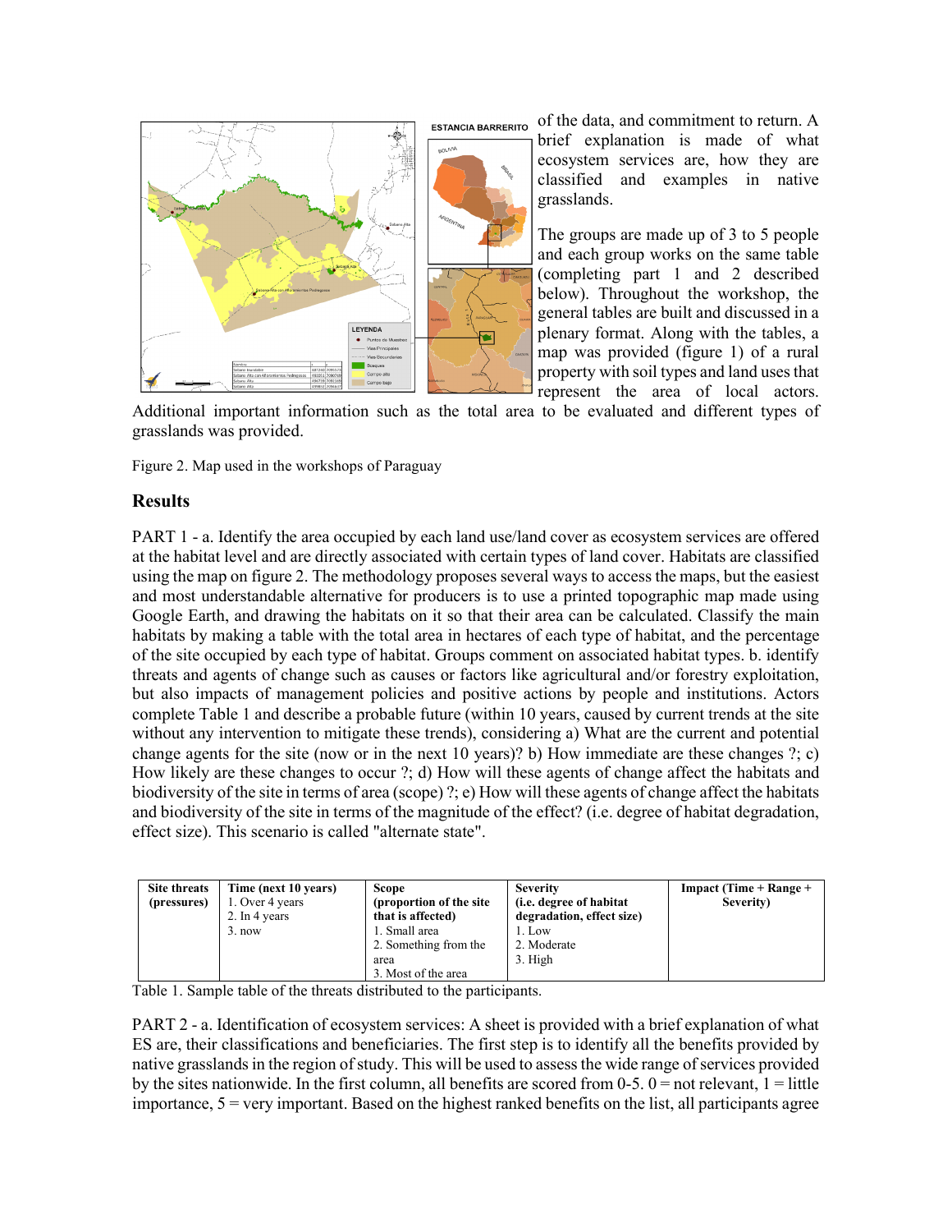of the data, and commitment to return. A brief explanation is made of what ecosystem services are, how they are classified and examples in native grasslands.

The groups are made up of 3 to 5 people and each group works on the same table (completing part 1 and 2 described below). Throughout the workshop, the general tables are built and discussed in a plenary format. Along with the tables, a map was provided (figure 1) of a rural property with soil types and land uses that represent the area of local actors. Additional important information such as the total area to be evaluated and different types of grasslands was provided.

Figure 2. Map used in the workshops of Paraguay

## Results

PART 1 - a. Identify the area occupied by each land use/land cover as ecosystem services are offered at the habitat level and are directly associated with certain types of land cover. Habitats are classified using the map on figure 2. The methodology proposes several ways to access the maps, but the easiest and most understandable alternative for producers is to use a printed topographic map made using Google Earth, and drawing the habitats on it so that their area can be calculated. Classify the main habitats by making a table with the total area in hectares of each type of habitat, and the percentage of the site occupied by each type of habitat. Groups comment on associated habitat types. b. identify threats and agents of change such as causes or factors like agricultural and/or forestry exploitation, but also impacts of management policies and positive actions by people and institutions. Actors complete Table 1 and describe a probable future (within 10 years, caused by current trends at the site without any intervention to mitigate these trends), considering a) What are the current and potential change agents for the site (now or in the next 10 years)? b) How immediate are these changes ?; c) How likely are these changes to occur ?; d) How will these agents of change affect the habitats and biodiversity of the site in terms of area (scope) ?; e) How will these agents of change affect the habitats and biodiversity of the site in terms of the magnitude of the effect? (i.e. degree of habitat degradation, effect size). This scenario is called "alternate state".

| **Site threats (pressures)** | **Time (next 10 years)**<br>1. Over 4 years<br>2. In 4 years<br>3. now | **Scope (proportion of the site that is affected)**<br>1. Small area<br>2. Something from the area<br>3. Most of the area | **Severity (i.e. degree of habitat degradation, effect size)**<br>1. Low<br>2. Moderate<br>3. High | **Impact (Time + Range + Severity)** |
|---|---|---|---|---|

Table 1. Sample table of the threats distributed to the participants.

PART 2 - a. Identification of ecosystem services: A sheet is provided with a brief explanation of what ES are, their classifications and beneficiaries. The first step is to identify all the benefits provided by native grasslands in the region of study. This will be used to assess the wide range of services provided by the sites nationwide. In the first column, all benefits are scored from 0-5. 0 = not relevant, 1 = little importance, 5 = very important. Based on the highest ranked benefits on the list, all participants agree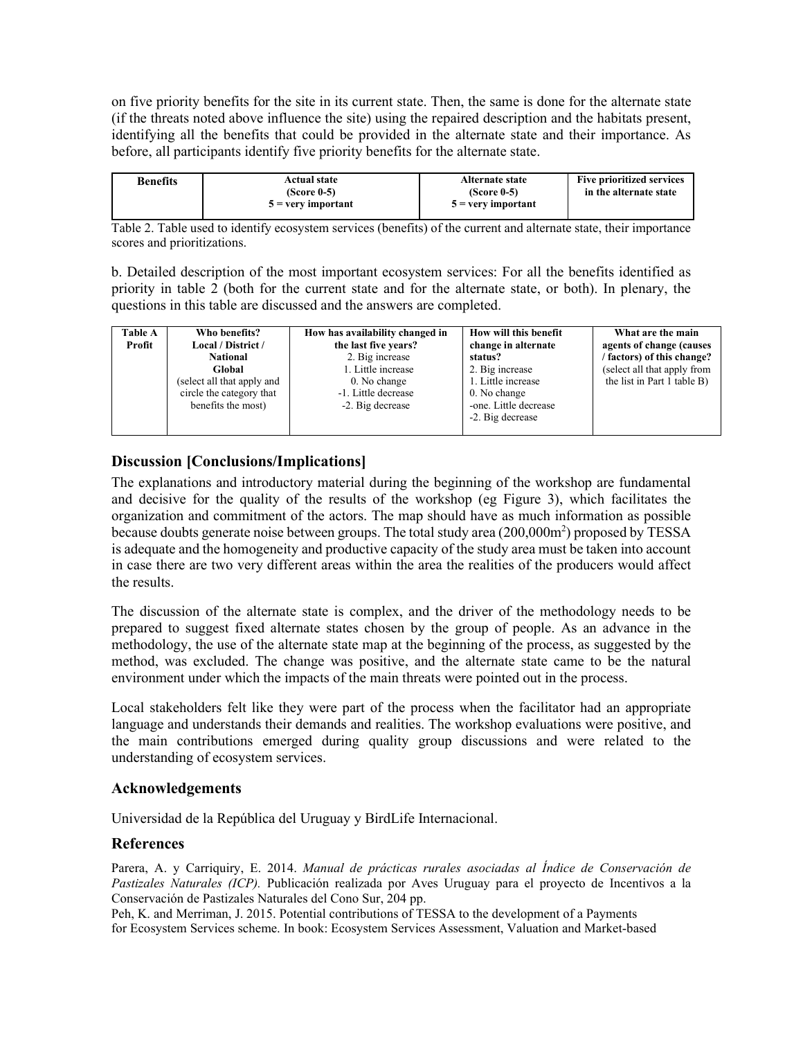on five priority benefits for the site in its current state. Then, the same is done for the alternate state (if the threats noted above influence the site) using the repaired description and the habitats present, identifying all the benefits that could be provided in the alternate state and their importance. As before, all participants identify five priority benefits for the alternate state.

| **Benefits** | **Actual state (Score 0-5) 5 = very important** | **Alternate state (Score 0-5) 5 = very important** | **Five prioritized services in the alternate state** |
|---|---|---|---|

Table 2. Table used to identify ecosystem services (benefits) of the current and alternate state, their importance scores and prioritizations.

b. Detailed description of the most important ecosystem services: For all the benefits identified as priority in table 2 (both for the current state and for the alternate state, or both). In plenary, the questions in this table are discussed and the answers are completed.

| **Table A Profit** | **Who benefits? Local / District / National Global** (select all that apply and circle the category that benefits the most) | **How has availability changed in the last five years?** 2. Big increase 1. Little increase 0. No change -1. Little decrease -2. Big decrease | **How will this benefit change in alternate status?** 2. Big increase 1. Little increase 0. No change -one. Little decrease -2. Big decrease | **What are the main agents of change (causes / factors) of this change?** (select all that apply from the list in Part 1 table B) |
|---|---|---|---|---|

## Discussion [Conclusions/Implications]

The explanations and introductory material during the beginning of the workshop are fundamental and decisive for the quality of the results of the workshop (eg Figure 3), which facilitates the organization and commitment of the actors. The map should have as much information as possible because doubts generate noise between groups. The total study area (200,000m$^2$) proposed by TESSA is adequate and the homogeneity and productive capacity of the study area must be taken into account in case there are two very different areas within the area the realities of the producers would affect the results.

The discussion of the alternate state is complex, and the driver of the methodology needs to be prepared to suggest fixed alternate states chosen by the group of people. As an advance in the methodology, the use of the alternate state map at the beginning of the process, as suggested by the method, was excluded. The change was positive, and the alternate state came to be the natural environment under which the impacts of the main threats were pointed out in the process.

Local stakeholders felt like they were part of the process when the facilitator had an appropriate language and understands their demands and realities. The workshop evaluations were positive, and the main contributions emerged during quality group discussions and were related to the understanding of ecosystem services.

## Acknowledgements

Universidad de la República del Uruguay y BirdLife Internacional.

## References

Parera, A. y Carriquiry, E. 2014. *Manual de prácticas rurales asociadas al Índice de Conservación de Pastizales Naturales (ICP).* Publicación realizada por Aves Uruguay para el proyecto de Incentivos a la Conservación de Pastizales Naturales del Cono Sur, 204 pp.

Peh, K. and Merriman, J. 2015. Potential contributions of TESSA to the development of a Payments for Ecosystem Services scheme. In book: Ecosystem Services Assessment, Valuation and Market-based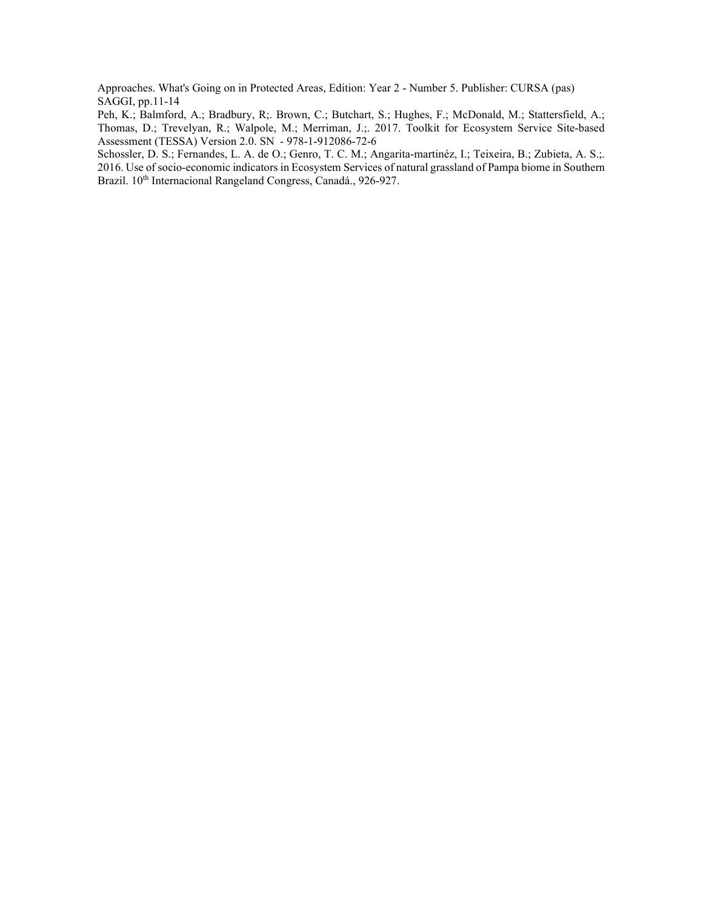Approaches. What's Going on in Protected Areas, Edition: Year 2 - Number 5. Publisher: CURSA (pas) SAGGI, pp.11-14

Peh, K.; Balmford, A.; Bradbury, R;. Brown, C.; Butchart, S.; Hughes, F.; McDonald, M.; Stattersfield, A.; Thomas, D.; Trevelyan, R.; Walpole, M.; Merriman, J.;. 2017. Toolkit for Ecosystem Service Site-based Assessment (TESSA) Version 2.0. SN - 978-1-912086-72-6

Schossler, D. S.; Fernandes, L. A. de O.; Genro, T. C. M.; Angarita-martinéz, I.; Teixeira, B.; Zubieta, A. S.;. 2016. Use of socio-economic indicators in Ecosystem Services of natural grassland of Pampa biome in Southern Brazil. 10th Internacional Rangeland Congress, Canadá., 926-927.